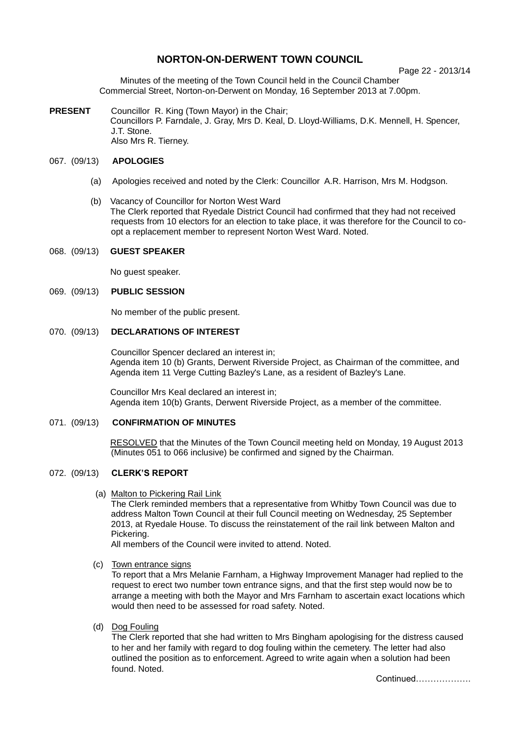# NORTON-ON-DERWENT TOWN COUNCIL

Minutes of the meeting of the Town Council held in the Council Chamber Commercial Street, Norton-on-Derwent on Monday, 16 September 2013 at 7.00pm.

**PRESENT** Councillor R. King (Town Mayor) in the Chair;
Councillors P. Farndale, J. Gray, Mrs D. Keal, D. Lloyd-Williams, D.K. Mennell, H. Spencer, J.T. Stone.
Also Mrs R. Tierney.

## 067. (09/13) APOLOGIES

(a) Apologies received and noted by the Clerk: Councillor A.R. Harrison, Mrs M. Hodgson.

(b) Vacancy of Councillor for Norton West Ward
The Clerk reported that Ryedale District Council had confirmed that they had not received requests from 10 electors for an election to take place, it was therefore for the Council to co-opt a replacement member to represent Norton West Ward. Noted.

## 068. (09/13) GUEST SPEAKER

No guest speaker.

## 069. (09/13) PUBLIC SESSION

No member of the public present.

## 070. (09/13) DECLARATIONS OF INTEREST

Councillor Spencer declared an interest in;
Agenda item 10 (b) Grants, Derwent Riverside Project, as Chairman of the committee, and Agenda item 11 Verge Cutting Bazley's Lane, as a resident of Bazley's Lane.

Councillor Mrs Keal declared an interest in;
Agenda item 10(b) Grants, Derwent Riverside Project, as a member of the committee.

## 071. (09/13) CONFIRMATION OF MINUTES

RESOLVED that the Minutes of the Town Council meeting held on Monday, 19 August 2013 (Minutes 051 to 066 inclusive) be confirmed and signed by the Chairman.

## 072. (09/13) CLERK'S REPORT

(a) Malton to Pickering Rail Link
The Clerk reminded members that a representative from Whitby Town Council was due to address Malton Town Council at their full Council meeting on Wednesday, 25 September 2013, at Ryedale House. To discuss the reinstatement of the rail link between Malton and Pickering.
All members of the Council were invited to attend. Noted.

(c) Town entrance signs
To report that a Mrs Melanie Farnham, a Highway Improvement Manager had replied to the request to erect two number town entrance signs, and that the first step would now be to arrange a meeting with both the Mayor and Mrs Farnham to ascertain exact locations which would then need to be assessed for road safety. Noted.

(d) Dog Fouling
The Clerk reported that she had written to Mrs Bingham apologising for the distress caused to her and her family with regard to dog fouling within the cemetery. The letter had also outlined the position as to enforcement. Agreed to write again when a solution had been found. Noted.

Continued……………….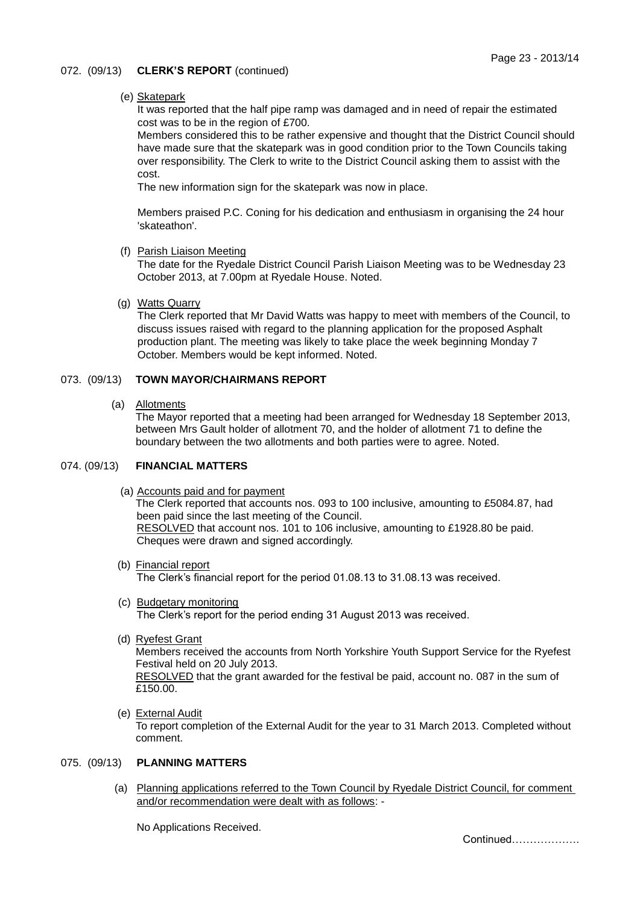## 072. (09/13) CLERK'S REPORT (continued)

(e) Skatepark

It was reported that the half pipe ramp was damaged and in need of repair the estimated cost was to be in the region of £700.

Members considered this to be rather expensive and thought that the District Council should have made sure that the skatepark was in good condition prior to the Town Councils taking over responsibility. The Clerk to write to the District Council asking them to assist with the cost.

The new information sign for the skatepark was now in place.

Members praised P.C. Coning for his dedication and enthusiasm in organising the 24 hour 'skateathon'.

(f) Parish Liaison Meeting

The date for the Ryedale District Council Parish Liaison Meeting was to be Wednesday 23 October 2013, at 7.00pm at Ryedale House. Noted.

(g) Watts Quarry

The Clerk reported that Mr David Watts was happy to meet with members of the Council, to discuss issues raised with regard to the planning application for the proposed Asphalt production plant. The meeting was likely to take place the week beginning Monday 7 October. Members would be kept informed. Noted.

## 073. (09/13) TOWN MAYOR/CHAIRMANS REPORT

(a) Allotments

The Mayor reported that a meeting had been arranged for Wednesday 18 September 2013, between Mrs Gault holder of allotment 70, and the holder of allotment 71 to define the boundary between the two allotments and both parties were to agree. Noted.

## 074. (09/13) FINANCIAL MATTERS

(a) Accounts paid and for payment

The Clerk reported that accounts nos. 093 to 100 inclusive, amounting to £5084.87, had been paid since the last meeting of the Council.

RESOLVED that account nos. 101 to 106 inclusive, amounting to £1928.80 be paid. Cheques were drawn and signed accordingly.

(b) Financial report

The Clerk's financial report for the period 01.08.13 to 31.08.13 was received.

(c) Budgetary monitoring

The Clerk's report for the period ending 31 August 2013 was received.

(d) Ryefest Grant

Members received the accounts from North Yorkshire Youth Support Service for the Ryefest Festival held on 20 July 2013.

RESOLVED that the grant awarded for the festival be paid, account no. 087 in the sum of £150.00.

(e) External Audit

To report completion of the External Audit for the year to 31 March 2013. Completed without comment.

## 075. (09/13) PLANNING MATTERS

(a) Planning applications referred to the Town Council by Ryedale District Council, for comment and/or recommendation were dealt with as follows: -

No Applications Received.

Continued……………….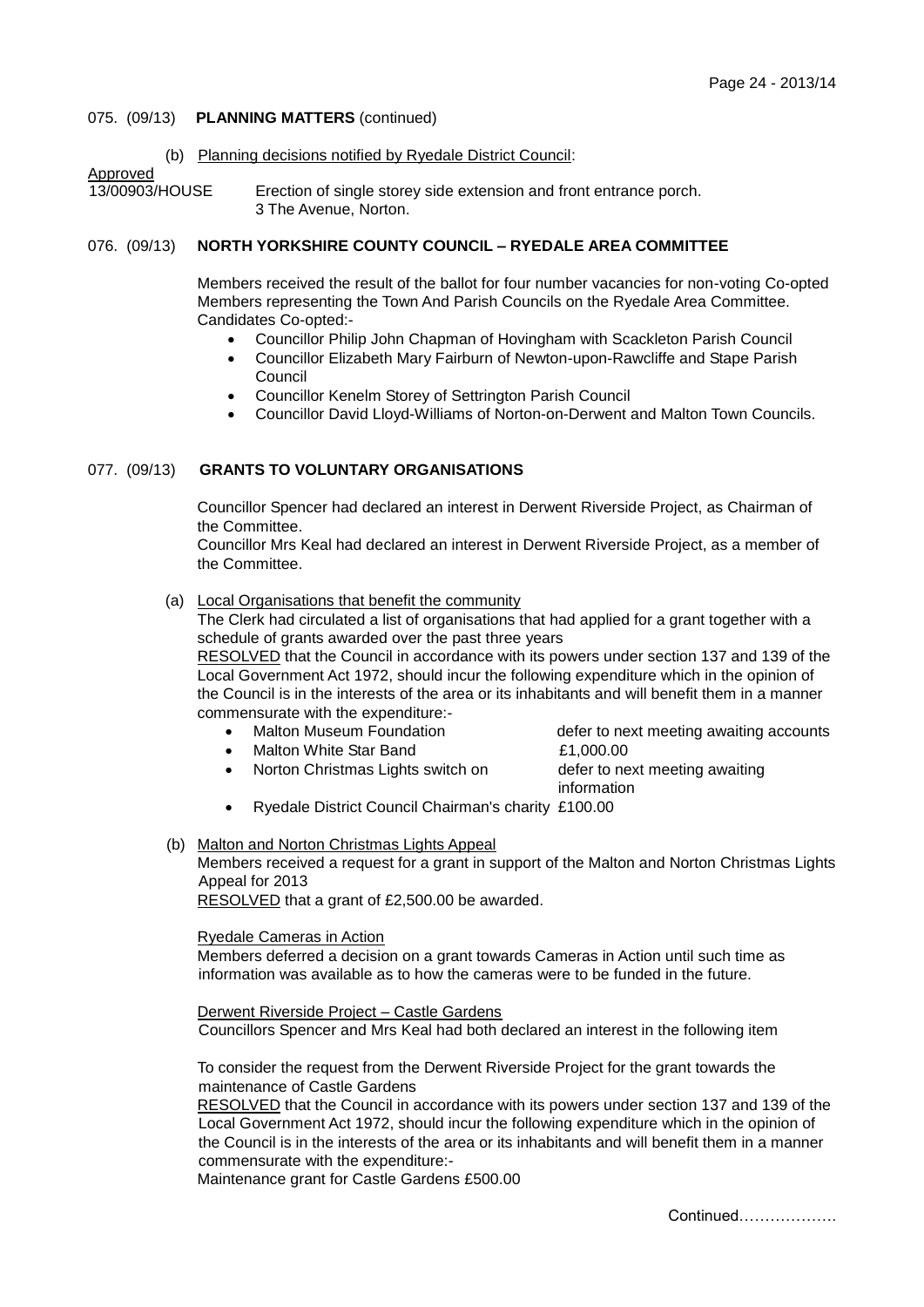075. (09/13) **PLANNING MATTERS** (continued)

(b) Planning decisions notified by Ryedale District Council:

Approved

13/00903/HOUSE Erection of single storey side extension and front entrance porch. 3 The Avenue, Norton.

076. (09/13) **NORTH YORKSHIRE COUNTY COUNCIL – RYEDALE AREA COMMITTEE**

Members received the result of the ballot for four number vacancies for non-voting Co-opted Members representing the Town And Parish Councils on the Ryedale Area Committee. Candidates Co-opted:-

- Councillor Philip John Chapman of Hovingham with Scackleton Parish Council
- Councillor Elizabeth Mary Fairburn of Newton-upon-Rawcliffe and Stape Parish Council
- Councillor Kenelm Storey of Settrington Parish Council
- Councillor David Lloyd-Williams of Norton-on-Derwent and Malton Town Councils.

077. (09/13) **GRANTS TO VOLUNTARY ORGANISATIONS**

Councillor Spencer had declared an interest in Derwent Riverside Project, as Chairman of the Committee.
Councillor Mrs Keal had declared an interest in Derwent Riverside Project, as a member of the Committee.

(a) Local Organisations that benefit the community

The Clerk had circulated a list of organisations that had applied for a grant together with a schedule of grants awarded over the past three years

RESOLVED that the Council in accordance with its powers under section 137 and 139 of the Local Government Act 1972, should incur the following expenditure which in the opinion of the Council is in the interests of the area or its inhabitants and will benefit them in a manner commensurate with the expenditure:-

- Malton Museum Foundation — defer to next meeting awaiting accounts
- Malton White Star Band — £1,000.00
- Norton Christmas Lights switch on — defer to next meeting awaiting information
- Ryedale District Council Chairman's charity £100.00

(b) Malton and Norton Christmas Lights Appeal

Members received a request for a grant in support of the Malton and Norton Christmas Lights Appeal for 2013

RESOLVED that a grant of £2,500.00 be awarded.

Ryedale Cameras in Action

Members deferred a decision on a grant towards Cameras in Action until such time as information was available as to how the cameras were to be funded in the future.

Derwent Riverside Project – Castle Gardens

Councillors Spencer and Mrs Keal had both declared an interest in the following item

To consider the request from the Derwent Riverside Project for the grant towards the maintenance of Castle Gardens

RESOLVED that the Council in accordance with its powers under section 137 and 139 of the Local Government Act 1972, should incur the following expenditure which in the opinion of the Council is in the interests of the area or its inhabitants and will benefit them in a manner commensurate with the expenditure:-

Maintenance grant for Castle Gardens £500.00

Continued……………….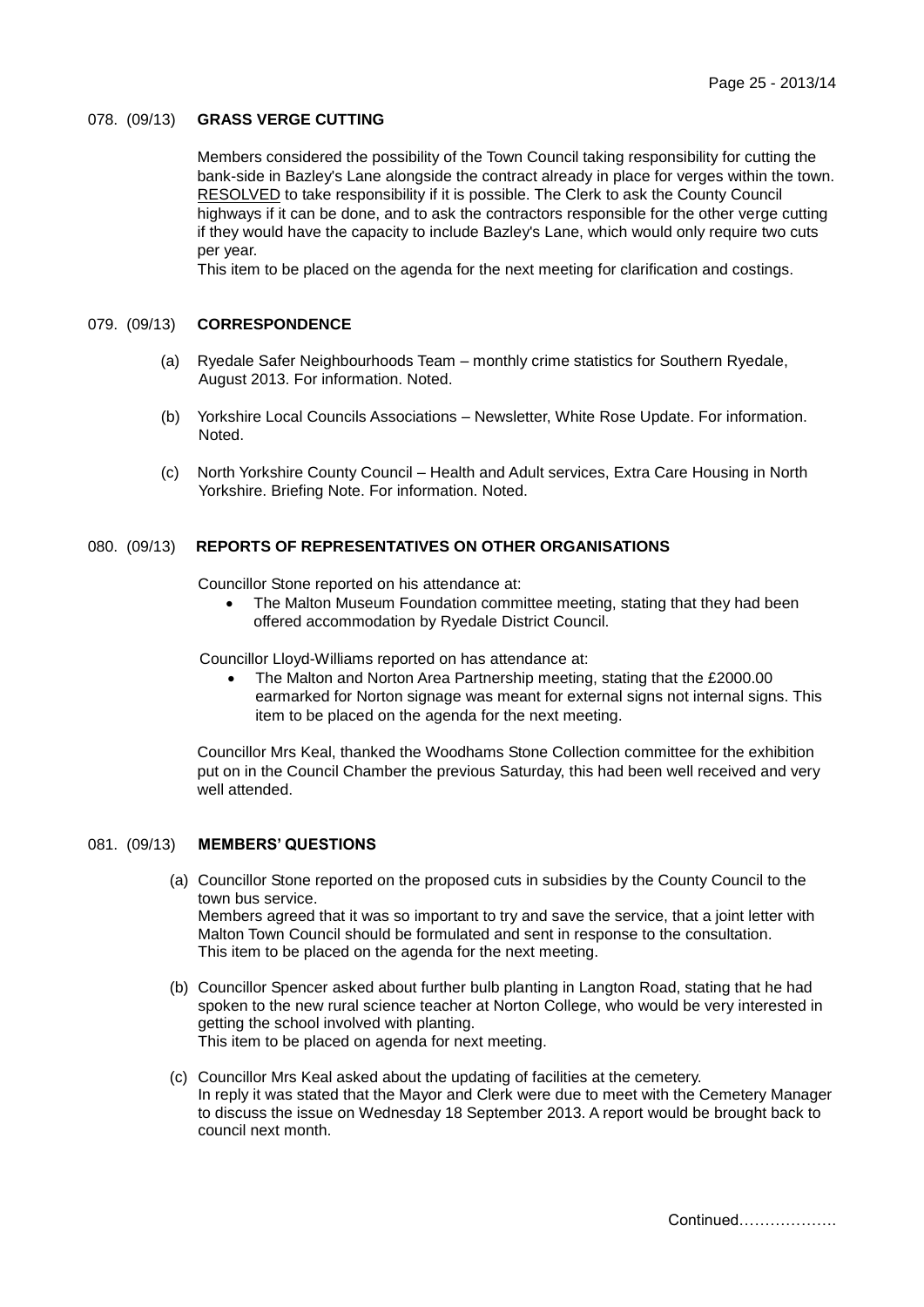078. (09/13) **GRASS VERGE CUTTING**

Members considered the possibility of the Town Council taking responsibility for cutting the bank-side in Bazley's Lane alongside the contract already in place for verges within the town. RESOLVED to take responsibility if it is possible. The Clerk to ask the County Council highways if it can be done, and to ask the contractors responsible for the other verge cutting if they would have the capacity to include Bazley's Lane, which would only require two cuts per year.
This item to be placed on the agenda for the next meeting for clarification and costings.

079. (09/13) **CORRESPONDENCE**

(a) Ryedale Safer Neighbourhoods Team – monthly crime statistics for Southern Ryedale, August 2013. For information. Noted.

(b) Yorkshire Local Councils Associations – Newsletter, White Rose Update. For information. Noted.

(c) North Yorkshire County Council – Health and Adult services, Extra Care Housing in North Yorkshire. Briefing Note. For information. Noted.

080. (09/13) **REPORTS OF REPRESENTATIVES ON OTHER ORGANISATIONS**

Councillor Stone reported on his attendance at:

- The Malton Museum Foundation committee meeting, stating that they had been offered accommodation by Ryedale District Council.

Councillor Lloyd-Williams reported on has attendance at:

- The Malton and Norton Area Partnership meeting, stating that the £2000.00 earmarked for Norton signage was meant for external signs not internal signs. This item to be placed on the agenda for the next meeting.

Councillor Mrs Keal, thanked the Woodhams Stone Collection committee for the exhibition put on in the Council Chamber the previous Saturday, this had been well received and very well attended.

081. (09/13) **MEMBERS' QUESTIONS**

(a) Councillor Stone reported on the proposed cuts in subsidies by the County Council to the town bus service.
Members agreed that it was so important to try and save the service, that a joint letter with Malton Town Council should be formulated and sent in response to the consultation.
This item to be placed on the agenda for the next meeting.

(b) Councillor Spencer asked about further bulb planting in Langton Road, stating that he had spoken to the new rural science teacher at Norton College, who would be very interested in getting the school involved with planting.
This item to be placed on agenda for next meeting.

(c) Councillor Mrs Keal asked about the updating of facilities at the cemetery.
In reply it was stated that the Mayor and Clerk were due to meet with the Cemetery Manager to discuss the issue on Wednesday 18 September 2013. A report would be brought back to council next month.

Continued……………….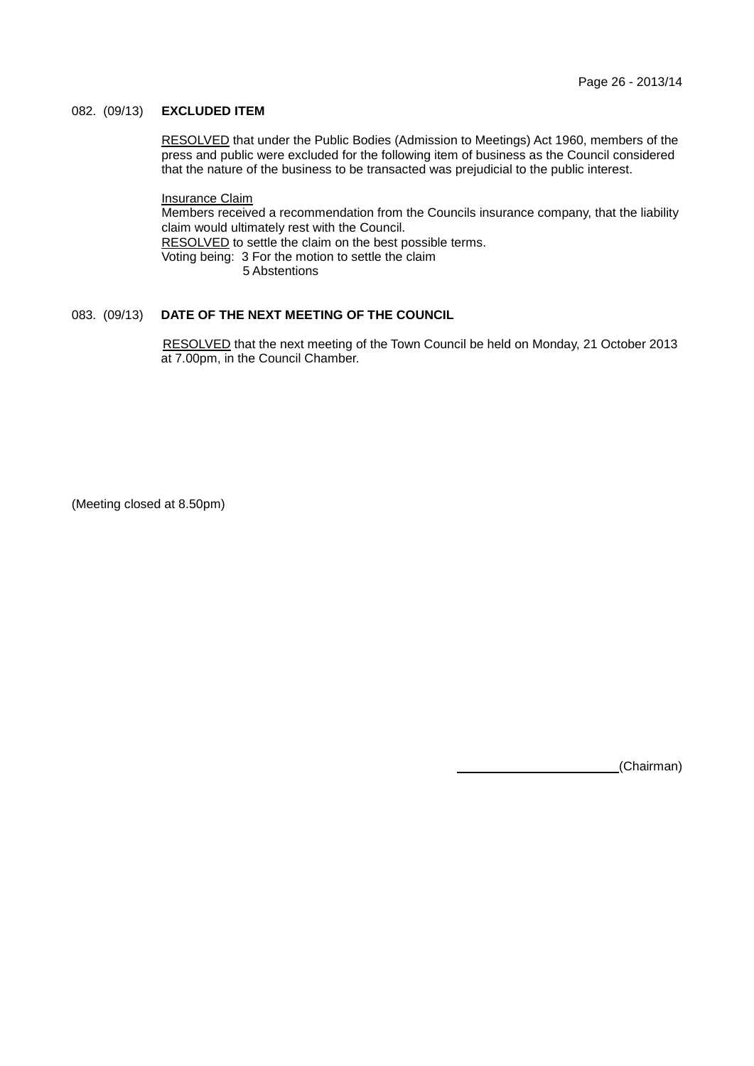### 082. (09/13) EXCLUDED ITEM

RESOLVED that under the Public Bodies (Admission to Meetings) Act 1960, members of the press and public were excluded for the following item of business as the Council considered that the nature of the business to be transacted was prejudicial to the public interest.

Insurance Claim

Members received a recommendation from the Councils insurance company, that the liability claim would ultimately rest with the Council.

RESOLVED to settle the claim on the best possible terms.

Voting being: 3 For the motion to settle the claim
5 Abstentions

### 083. (09/13) DATE OF THE NEXT MEETING OF THE COUNCIL

RESOLVED that the next meeting of the Town Council be held on Monday, 21 October 2013 at 7.00pm, in the Council Chamber.

(Meeting closed at 8.50pm)

\_\_\_\_\_\_\_\_\_\_\_\_\_\_\_\_\_\_\_\_\_\_\_\_ (Chairman)